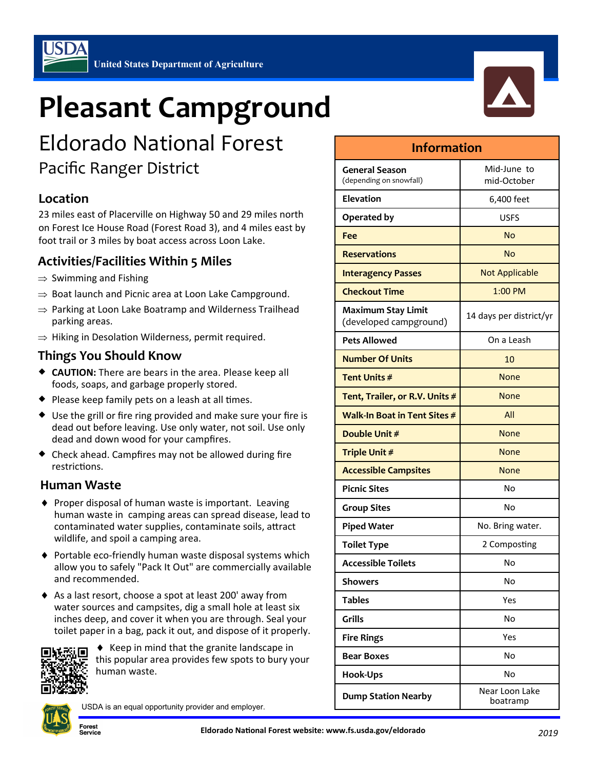United States Department of Agriculture

# Pleasant Campground

## Eldorado National Forest

### Pacific Ranger District

### Location

23 miles east of Placerville on Highway 50 and 29 miles north on Forest Ice House Road (Forest Road 3), and 4 miles east by foot trail or 3 miles by boat access across Loon Lake.

### Activities/Facilities Within 5 Miles

- ⇒ Swimming and Fishing
- ⇒ Boat launch and Picnic area at Loon Lake Campground.
- ⇒ Parking at Loon Lake Boatramp and Wilderness Trailhead parking areas.
- ⇒ Hiking in Desolation Wilderness, permit required.

### Things You Should Know

- **CAUTION:** There are bears in the area. Please keep all foods, soaps, and garbage properly stored.
- Please keep family pets on a leash at all times.
- Use the grill or fire ring provided and make sure your fire is dead out before leaving. Use only water, not soil. Use only dead and down wood for your campfires.
- Check ahead. Campfires may not be allowed during fire restrictions.

### Human Waste

- Proper disposal of human waste is important. Leaving human waste in camping areas can spread disease, lead to contaminated water supplies, contaminate soils, attract wildlife, and spoil a camping area.
- Portable eco-friendly human waste disposal systems which allow you to safely "Pack It Out" are commercially available and recommended.
- As a last resort, choose a spot at least 200' away from water sources and campsites, dig a small hole at least six inches deep, and cover it when you are through. Seal your toilet paper in a bag, pack it out, and dispose of it properly.
- Keep in mind that the granite landscape in this popular area provides few spots to bury your human waste.

| Information | |
|---|---|
| **General Season** (depending on snowfall) | Mid-June to mid-October |
| **Elevation** | 6,400 feet |
| **Operated by** | USFS |
| **Fee** | No |
| **Reservations** | No |
| **Interagency Passes** | Not Applicable |
| **Checkout Time** | 1:00 PM |
| **Maximum Stay Limit** (developed campground) | 14 days per district/yr |
| **Pets Allowed** | On a Leash |
| **Number Of Units** | 10 |
| **Tent Units #** | None |
| **Tent, Trailer, or R.V. Units #** | None |
| **Walk-In Boat in Tent Sites #** | All |
| **Double Unit #** | None |
| **Triple Unit #** | None |
| **Accessible Campsites** | None |
| **Picnic Sites** | No |
| **Group Sites** | No |
| **Piped Water** | No. Bring water. |
| **Toilet Type** | 2 Composting |
| **Accessible Toilets** | No |
| **Showers** | No |
| **Tables** | Yes |
| **Grills** | No |
| **Fire Rings** | Yes |
| **Bear Boxes** | No |
| **Hook-Ups** | No |
| **Dump Station Nearby** | Near Loon Lake boatramp |

USDA is an equal opportunity provider and employer.

Forest Service

**Eldorado National Forest website: www.fs.usda.gov/eldorado**

*2019*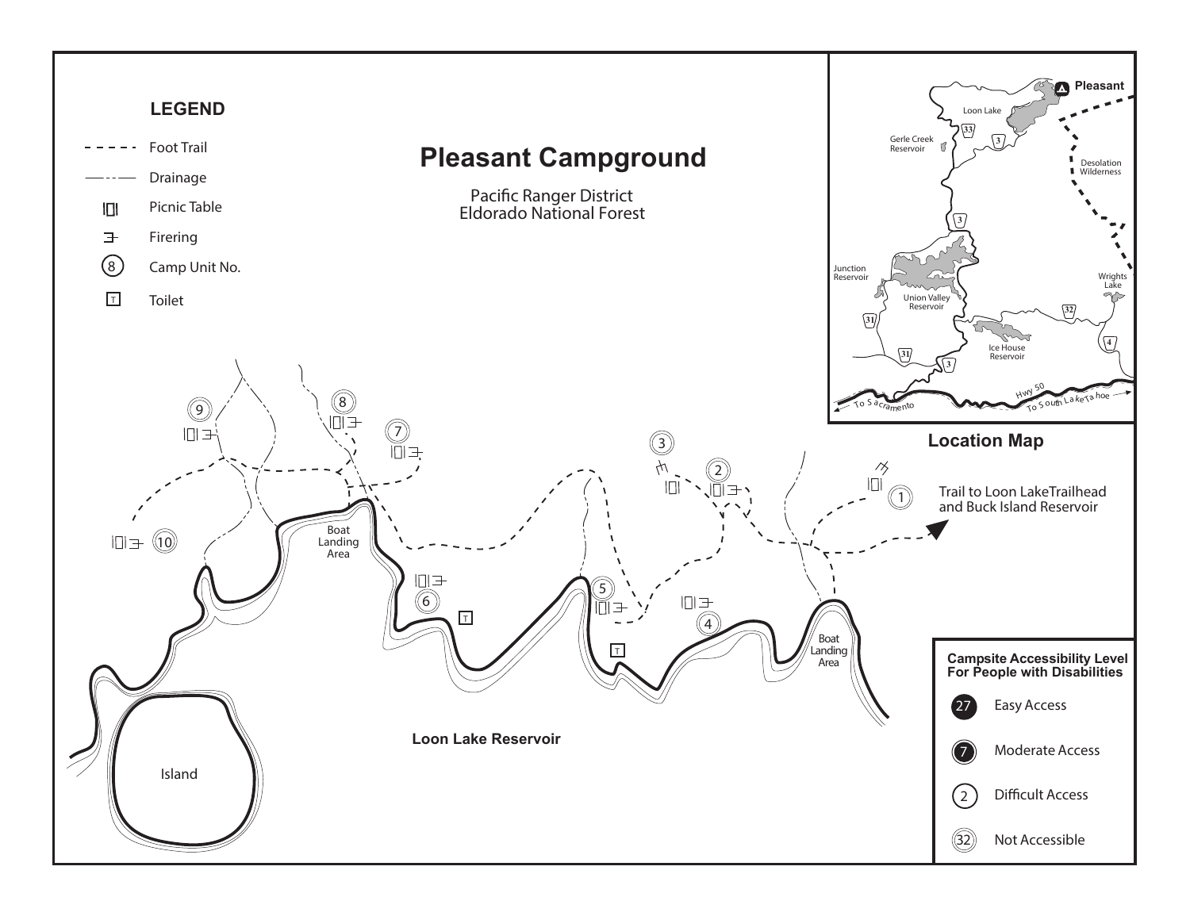# Pleasant Campground

Pacific Ranger District
Eldorado National Forest

## LEGEND

- Foot Trail
- Drainage
- Picnic Table
- Firering
- Camp Unit No.
- Toilet

Boat Landing Area

Boat Landing Area

Island

Loon Lake Reservoir

Trail to Loon LakeTrailhead and Buck Island Reservoir

1 2 3 4 5 6 7 8 9 10

T

T

## Location Map

Pleasant

Loon Lake

Gerle Creek Reservoir

Desolation Wilderness

Junction Reservoir

Union Valley Reservoir

Wrights Lake

Ice House Reservoir

Hwy 50

To Sacramento

To South Lake Tahoe

33 3 3 31 31 3 32 4

**Campsite Accessibility Level For People with Disabilities**

27 Easy Access

7 Moderate Access

2 Difficult Access

32 Not Accessible